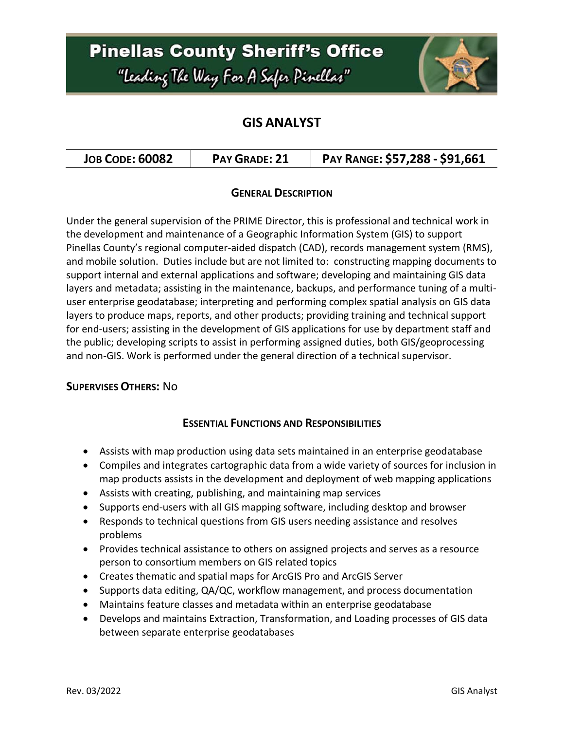# Pinellas County Sheriff's Office

"Leading The Way For A Safer Pinellas"

## GIS ANALYST

| JOB CODE: 60082 | PAY GRADE: 21 | PAY RANGE: $57,288 - $91,661 |
|---|---|---|

### GENERAL DESCRIPTION

Under the general supervision of the PRIME Director, this is professional and technical work in the development and maintenance of a Geographic Information System (GIS) to support Pinellas County's regional computer-aided dispatch (CAD), records management system (RMS), and mobile solution. Duties include but are not limited to: constructing mapping documents to support internal and external applications and software; developing and maintaining GIS data layers and metadata; assisting in the maintenance, backups, and performance tuning of a multi-user enterprise geodatabase; interpreting and performing complex spatial analysis on GIS data layers to produce maps, reports, and other products; providing training and technical support for end-users; assisting in the development of GIS applications for use by department staff and the public; developing scripts to assist in performing assigned duties, both GIS/geoprocessing and non-GIS. Work is performed under the general direction of a technical supervisor.

**SUPERVISES OTHERS:** No

### ESSENTIAL FUNCTIONS AND RESPONSIBILITIES

- Assists with map production using data sets maintained in an enterprise geodatabase
- Compiles and integrates cartographic data from a wide variety of sources for inclusion in map products assists in the development and deployment of web mapping applications
- Assists with creating, publishing, and maintaining map services
- Supports end-users with all GIS mapping software, including desktop and browser
- Responds to technical questions from GIS users needing assistance and resolves problems
- Provides technical assistance to others on assigned projects and serves as a resource person to consortium members on GIS related topics
- Creates thematic and spatial maps for ArcGIS Pro and ArcGIS Server
- Supports data editing, QA/QC, workflow management, and process documentation
- Maintains feature classes and metadata within an enterprise geodatabase
- Develops and maintains Extraction, Transformation, and Loading processes of GIS data between separate enterprise geodatabases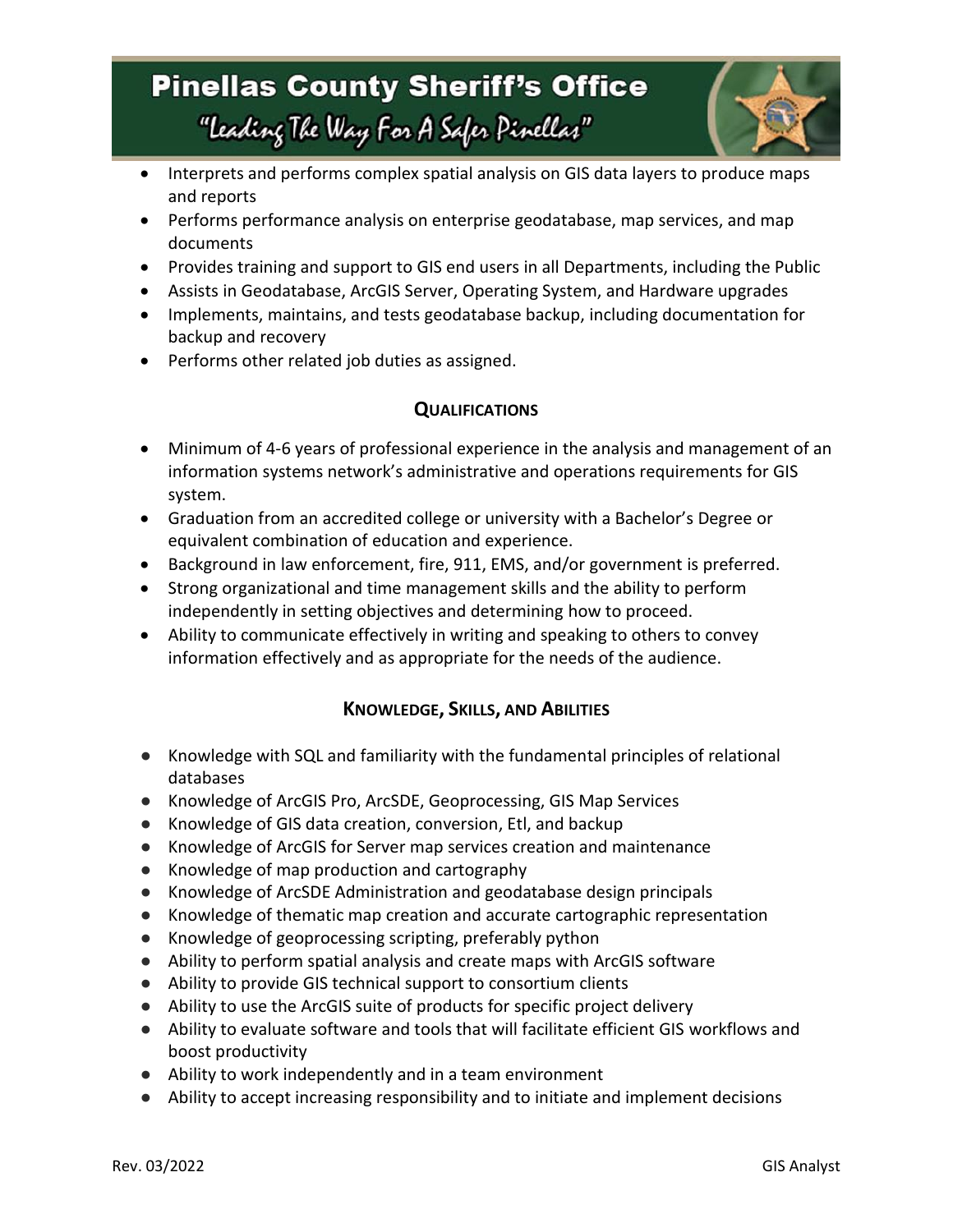- Interprets and performs complex spatial analysis on GIS data layers to produce maps and reports
- Performs performance analysis on enterprise geodatabase, map services, and map documents
- Provides training and support to GIS end users in all Departments, including the Public
- Assists in Geodatabase, ArcGIS Server, Operating System, and Hardware upgrades
- Implements, maintains, and tests geodatabase backup, including documentation for backup and recovery
- Performs other related job duties as assigned.

## Qualifications

- Minimum of 4-6 years of professional experience in the analysis and management of an information systems network's administrative and operations requirements for GIS system.
- Graduation from an accredited college or university with a Bachelor's Degree or equivalent combination of education and experience.
- Background in law enforcement, fire, 911, EMS, and/or government is preferred.
- Strong organizational and time management skills and the ability to perform independently in setting objectives and determining how to proceed.
- Ability to communicate effectively in writing and speaking to others to convey information effectively and as appropriate for the needs of the audience.

## Knowledge, Skills, and Abilities

- Knowledge with SQL and familiarity with the fundamental principles of relational databases
- Knowledge of ArcGIS Pro, ArcSDE, Geoprocessing, GIS Map Services
- Knowledge of GIS data creation, conversion, Etl, and backup
- Knowledge of ArcGIS for Server map services creation and maintenance
- Knowledge of map production and cartography
- Knowledge of ArcSDE Administration and geodatabase design principals
- Knowledge of thematic map creation and accurate cartographic representation
- Knowledge of geoprocessing scripting, preferably python
- Ability to perform spatial analysis and create maps with ArcGIS software
- Ability to provide GIS technical support to consortium clients
- Ability to use the ArcGIS suite of products for specific project delivery
- Ability to evaluate software and tools that will facilitate efficient GIS workflows and boost productivity
- Ability to work independently and in a team environment
- Ability to accept increasing responsibility and to initiate and implement decisions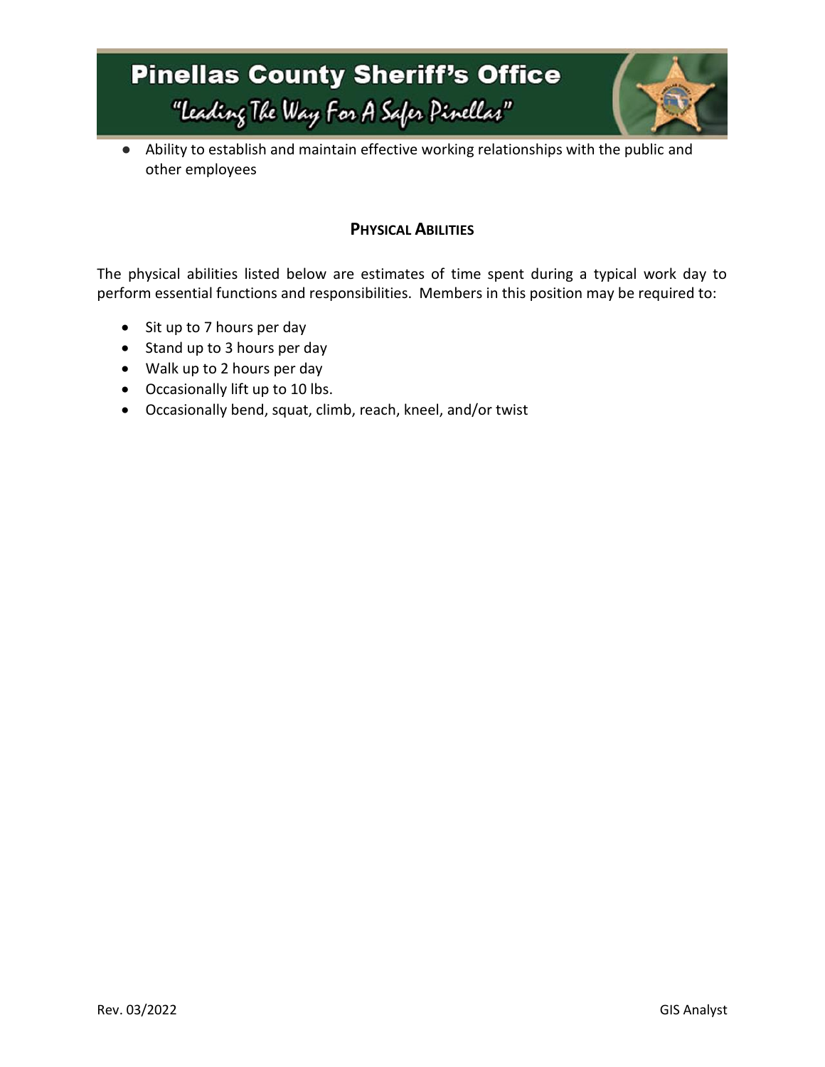- Ability to establish and maintain effective working relationships with the public and other employees

## Physical Abilities

The physical abilities listed below are estimates of time spent during a typical work day to perform essential functions and responsibilities. Members in this position may be required to:

- Sit up to 7 hours per day
- Stand up to 3 hours per day
- Walk up to 2 hours per day
- Occasionally lift up to 10 lbs.
- Occasionally bend, squat, climb, reach, kneel, and/or twist